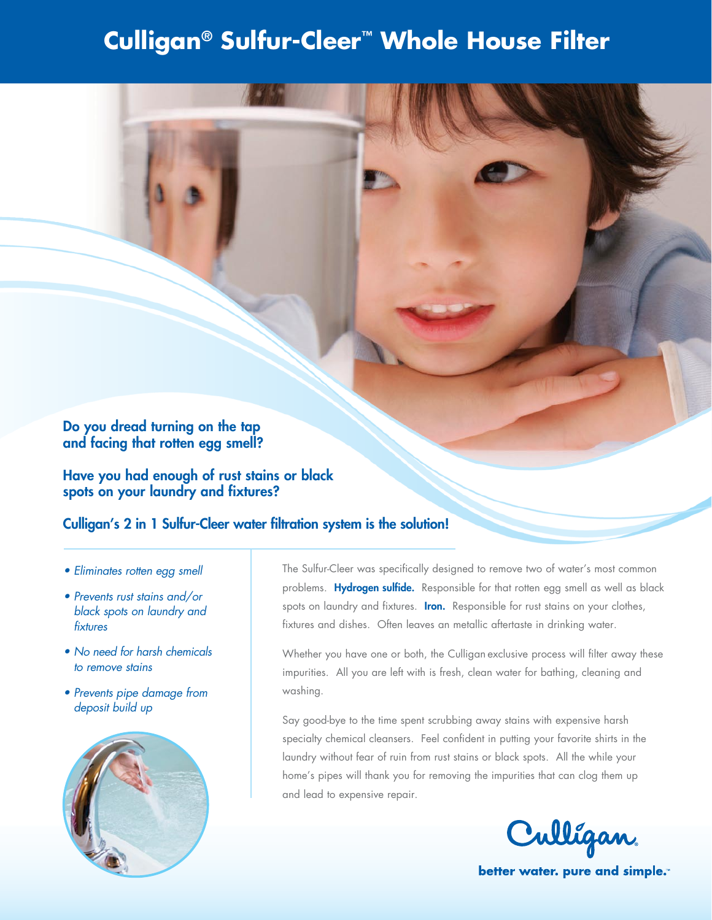# Culligan® Sulfur-Cleer™ Whole House Filter

**Do you dread turning on the tap and facing that rotten egg smell?**

**Have you had enough of rust stains or black spots on your laundry and fixtures?**

**Culligan's 2 in 1 Sulfur-Cleer water filtration system is the solution!**

- *Eliminates rotten egg smell*
- *Prevents rust stains and/or black spots on laundry and fixtures*
- *No need for harsh chemicals to remove stains*
- *Prevents pipe damage from deposit build up*

The Sulfur-Cleer was specifically designed to remove two of water's most common problems. **Hydrogen sulfide.** Responsible for that rotten egg smell as well as black spots on laundry and fixtures. **Iron.** Responsible for rust stains on your clothes, fixtures and dishes. Often leaves an metallic aftertaste in drinking water.

Whether you have one or both, the Culligan exclusive process will filter away these impurities. All you are left with is fresh, clean water for bathing, cleaning and washing.

Say good-bye to the time spent scrubbing away stains with expensive harsh specialty chemical cleansers. Feel confident in putting your favorite shirts in the laundry without fear of ruin from rust stains or black spots. All the while your home's pipes will thank you for removing the impurities that can clog them up and lead to expensive repair.

Culligan

**better water. pure and simple.℠**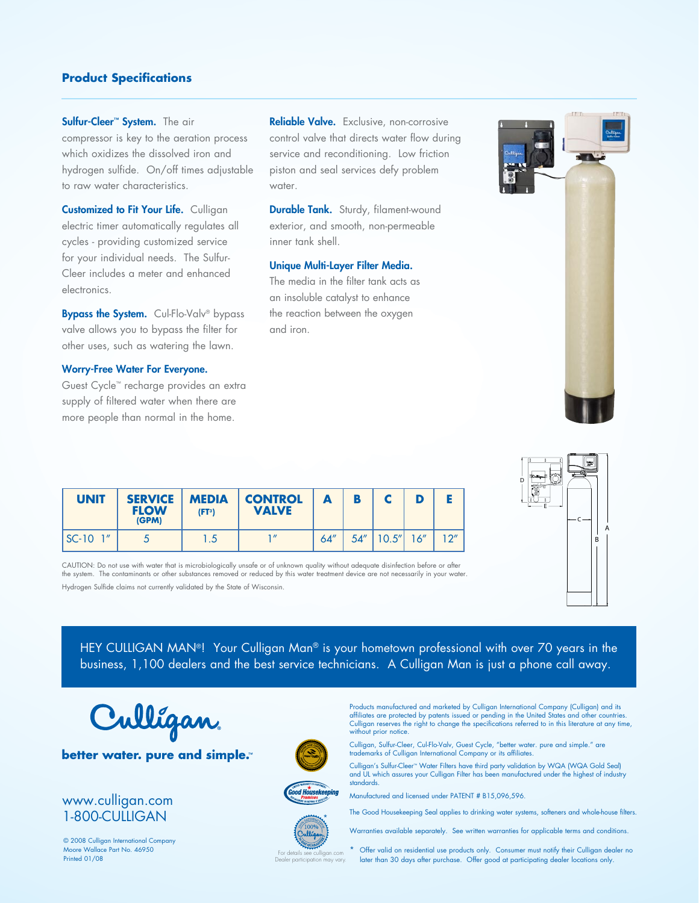## Product Specifications

**Sulfur-Cleer™ System.** The air compressor is key to the aeration process which oxidizes the dissolved iron and hydrogen sulfide. On/off times adjustable to raw water characteristics.

**Customized to Fit Your Life.** Culligan electric timer automatically regulates all cycles - providing customized service for your individual needs. The Sulfur-Cleer includes a meter and enhanced electronics.

**Bypass the System.** Cul-Flo-Valv® bypass valve allows you to bypass the filter for other uses, such as watering the lawn.

**Worry-Free Water For Everyone.** Guest Cycle™ recharge provides an extra supply of filtered water when there are more people than normal in the home.

**Reliable Valve.** Exclusive, non-corrosive control valve that directs water flow during service and reconditioning. Low friction piston and seal services defy problem water.

**Durable Tank.** Sturdy, filament-wound exterior, and smooth, non-permeable inner tank shell.

**Unique Multi-Layer Filter Media.** The media in the filter tank acts as an insoluble catalyst to enhance the reaction between the oxygen and iron.

| UNIT | SERVICE FLOW (GPM) | MEDIA ($FT^3$) | CONTROL VALVE | A | B | C | D | E |
|---|---|---|---|---|---|---|---|---|
| SC-10 1" | 5 | 1.5 | 1" | 64" | 54" | 10.5" | 16" | 12" |

CAUTION: Do not use with water that is microbiologically unsafe or of unknown quality without adequate disinfection before or after the system. The contaminants or other substances removed or reduced by this water treatment device are not necessarily in your water.

Hydrogen Sulfide claims not currently validated by the State of Wisconsin.

HEY CULLIGAN MAN®! Your Culligan Man® is your hometown professional with over 70 years in the business, 1,100 dealers and the best service technicians. A Culligan Man is just a phone call away.

Culligan

**better water. pure and simple.™**

www.culligan.com
1-800-CULLIGAN

© 2008 Culligan International Company
Moore Wallace Part No. 46950
Printed 01/08

For details see culligan.com.
Dealer participation may vary.

Products manufactured and marketed by Culligan International Company (Culligan) and its affiliates are protected by patents issued or pending in the United States and other countries. Culligan reserves the right to change the specifications referred to in this literature at any time, without prior notice.

Culligan, Sulfur-Cleer, Cul-Flo-Valv, Guest Cycle, "better water. pure and simple." are trademarks of Culligan International Company or its affiliates.

Culligan's Sulfur-Cleer™ Water Filters have third party validation by WQA (WQA Gold Seal) and UL which assures your Culligan Filter has been manufactured under the highest of industry standards.

Manufactured and licensed under PATENT # B15,096,596.

The Good Housekeeping Seal applies to drinking water systems, softeners and whole-house filters.

Warranties available separately. See written warranties for applicable terms and conditions.

\* Offer valid on residential use products only. Consumer must notify their Culligan dealer no later than 30 days after purchase. Offer good at participating dealer locations only.